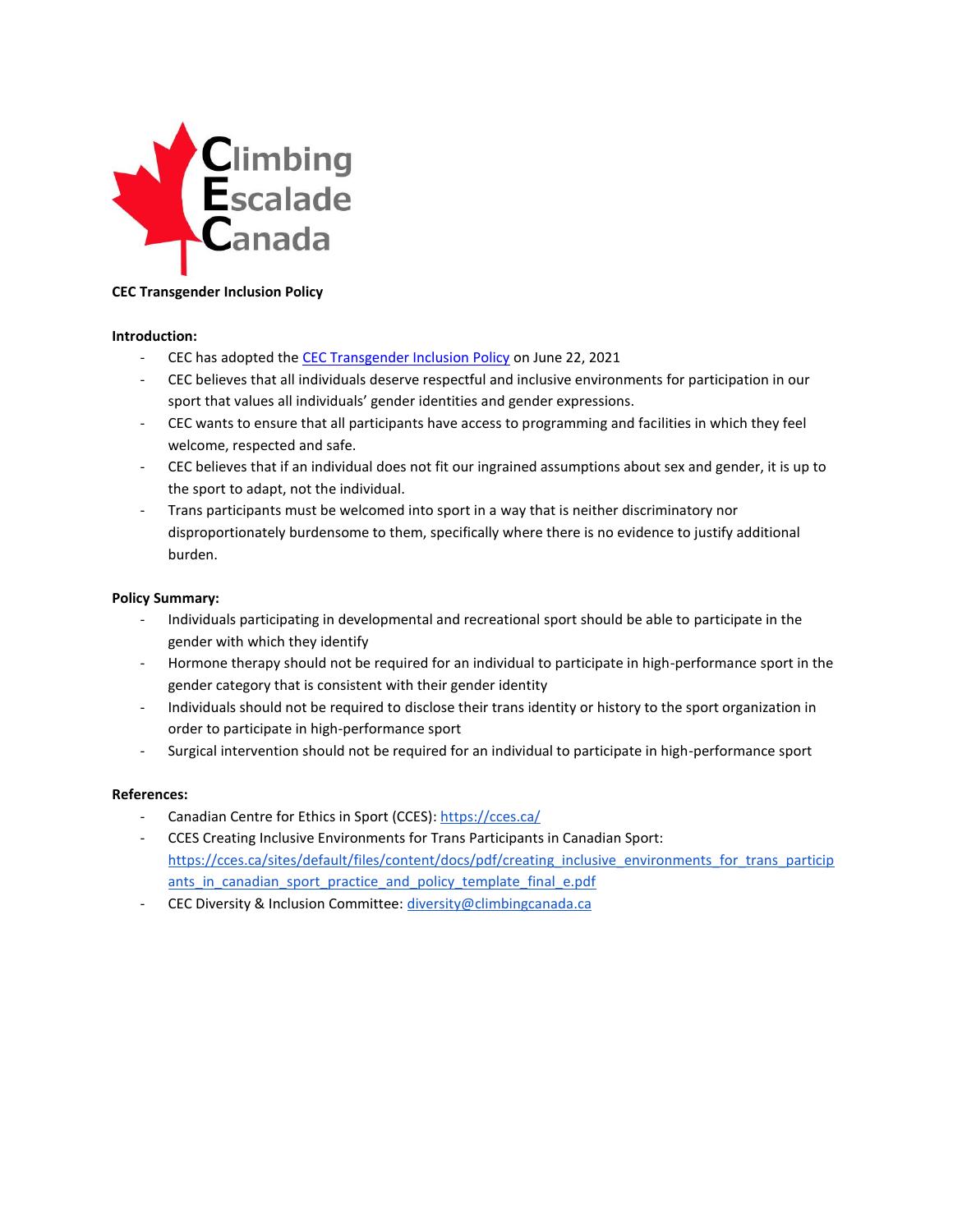Climbing Escalade Canada

**CEC Transgender Inclusion Policy**

**Introduction:**

- CEC has adopted the [CEC Transgender Inclusion Policy]() on June 22, 2021
- CEC believes that all individuals deserve respectful and inclusive environments for participation in our sport that values all individuals' gender identities and gender expressions.
- CEC wants to ensure that all participants have access to programming and facilities in which they feel welcome, respected and safe.
- CEC believes that if an individual does not fit our ingrained assumptions about sex and gender, it is up to the sport to adapt, not the individual.
- Trans participants must be welcomed into sport in a way that is neither discriminatory nor disproportionately burdensome to them, specifically where there is no evidence to justify additional burden.

**Policy Summary:**

- Individuals participating in developmental and recreational sport should be able to participate in the gender with which they identify
- Hormone therapy should not be required for an individual to participate in high-performance sport in the gender category that is consistent with their gender identity
- Individuals should not be required to disclose their trans identity or history to the sport organization in order to participate in high-performance sport
- Surgical intervention should not be required for an individual to participate in high-performance sport

**References:**

- Canadian Centre for Ethics in Sport (CCES): https://cces.ca/
- CCES Creating Inclusive Environments for Trans Participants in Canadian Sport: https://cces.ca/sites/default/files/content/docs/pdf/creating_inclusive_environments_for_trans_participants_in_canadian_sport_practice_and_policy_template_final_e.pdf
- CEC Diversity & Inclusion Committee: diversity@climbingcanada.ca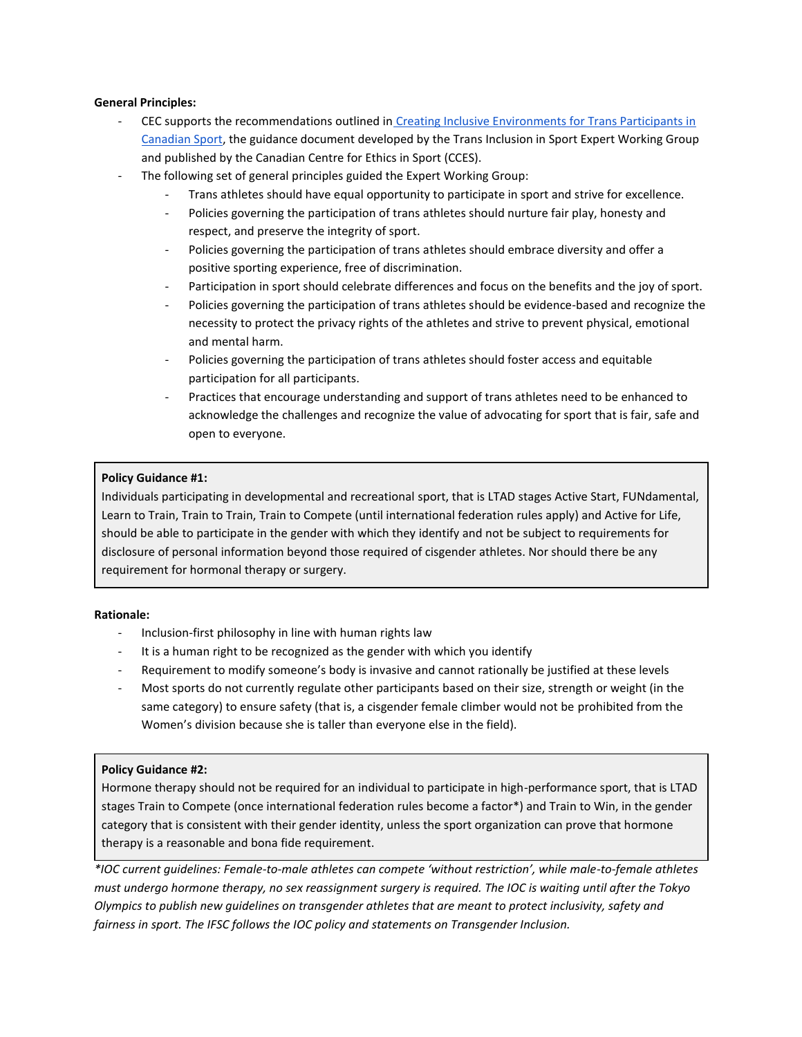**General Principles:**

- CEC supports the recommendations outlined in [Creating Inclusive Environments for Trans Participants in Canadian Sport](), the guidance document developed by the Trans Inclusion in Sport Expert Working Group and published by the Canadian Centre for Ethics in Sport (CCES).
- The following set of general principles guided the Expert Working Group:
  - Trans athletes should have equal opportunity to participate in sport and strive for excellence.
  - Policies governing the participation of trans athletes should nurture fair play, honesty and respect, and preserve the integrity of sport.
  - Policies governing the participation of trans athletes should embrace diversity and offer a positive sporting experience, free of discrimination.
  - Participation in sport should celebrate differences and focus on the benefits and the joy of sport.
  - Policies governing the participation of trans athletes should be evidence-based and recognize the necessity to protect the privacy rights of the athletes and strive to prevent physical, emotional and mental harm.
  - Policies governing the participation of trans athletes should foster access and equitable participation for all participants.
  - Practices that encourage understanding and support of trans athletes need to be enhanced to acknowledge the challenges and recognize the value of advocating for sport that is fair, safe and open to everyone.

**Policy Guidance #1:**
Individuals participating in developmental and recreational sport, that is LTAD stages Active Start, FUNdamental, Learn to Train, Train to Train, Train to Compete (until international federation rules apply) and Active for Life, should be able to participate in the gender with which they identify and not be subject to requirements for disclosure of personal information beyond those required of cisgender athletes. Nor should there be any requirement for hormonal therapy or surgery.

**Rationale:**

- Inclusion-first philosophy in line with human rights law
- It is a human right to be recognized as the gender with which you identify
- Requirement to modify someone's body is invasive and cannot rationally be justified at these levels
- Most sports do not currently regulate other participants based on their size, strength or weight (in the same category) to ensure safety (that is, a cisgender female climber would not be prohibited from the Women's division because she is taller than everyone else in the field).

**Policy Guidance #2:**
Hormone therapy should not be required for an individual to participate in high-performance sport, that is LTAD stages Train to Compete (once international federation rules become a factor*) and Train to Win, in the gender category that is consistent with their gender identity, unless the sport organization can prove that hormone therapy is a reasonable and bona fide requirement.

*\*IOC current guidelines: Female-to-male athletes can compete 'without restriction', while male-to-female athletes must undergo hormone therapy, no sex reassignment surgery is required. The IOC is waiting until after the Tokyo Olympics to publish new guidelines on transgender athletes that are meant to protect inclusivity, safety and fairness in sport. The IFSC follows the IOC policy and statements on Transgender Inclusion.*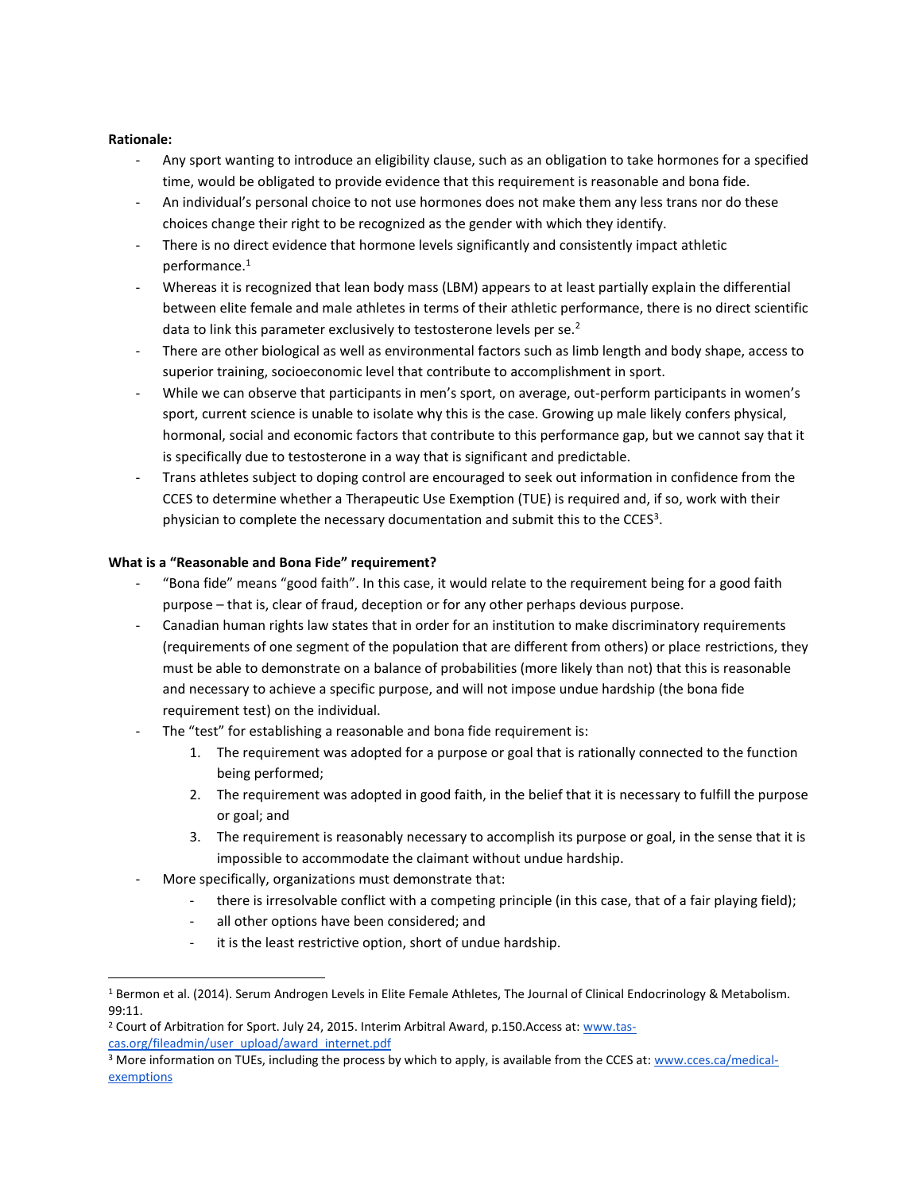**Rationale:**

- Any sport wanting to introduce an eligibility clause, such as an obligation to take hormones for a specified time, would be obligated to provide evidence that this requirement is reasonable and bona fide.
- An individual's personal choice to not use hormones does not make them any less trans nor do these choices change their right to be recognized as the gender with which they identify.
- There is no direct evidence that hormone levels significantly and consistently impact athletic performance.[1]
- Whereas it is recognized that lean body mass (LBM) appears to at least partially explain the differential between elite female and male athletes in terms of their athletic performance, there is no direct scientific data to link this parameter exclusively to testosterone levels per se.[2]
- There are other biological as well as environmental factors such as limb length and body shape, access to superior training, socioeconomic level that contribute to accomplishment in sport.
- While we can observe that participants in men's sport, on average, out-perform participants in women's sport, current science is unable to isolate why this is the case. Growing up male likely confers physical, hormonal, social and economic factors that contribute to this performance gap, but we cannot say that it is specifically due to testosterone in a way that is significant and predictable.
- Trans athletes subject to doping control are encouraged to seek out information in confidence from the CCES to determine whether a Therapeutic Use Exemption (TUE) is required and, if so, work with their physician to complete the necessary documentation and submit this to the CCES[3].

**What is a "Reasonable and Bona Fide" requirement?**

- "Bona fide" means "good faith". In this case, it would relate to the requirement being for a good faith purpose – that is, clear of fraud, deception or for any other perhaps devious purpose.
- Canadian human rights law states that in order for an institution to make discriminatory requirements (requirements of one segment of the population that are different from others) or place restrictions, they must be able to demonstrate on a balance of probabilities (more likely than not) that this is reasonable and necessary to achieve a specific purpose, and will not impose undue hardship (the bona fide requirement test) on the individual.
- The "test" for establishing a reasonable and bona fide requirement is:
    1. The requirement was adopted for a purpose or goal that is rationally connected to the function being performed;
    2. The requirement was adopted in good faith, in the belief that it is necessary to fulfill the purpose or goal; and
    3. The requirement is reasonably necessary to accomplish its purpose or goal, in the sense that it is impossible to accommodate the claimant without undue hardship.
- More specifically, organizations must demonstrate that:
    - there is irresolvable conflict with a competing principle (in this case, that of a fair playing field);
    - all other options have been considered; and
    - it is the least restrictive option, short of undue hardship.

---

[1] Bermon et al. (2014). Serum Androgen Levels in Elite Female Athletes, The Journal of Clinical Endocrinology & Metabolism. 99:11.

[2] Court of Arbitration for Sport. July 24, 2015. Interim Arbitral Award, p.150.Access at: www.tas-cas.org/fileadmin/user_upload/award_internet.pdf

[3] More information on TUEs, including the process by which to apply, is available from the CCES at: www.cces.ca/medical-exemptions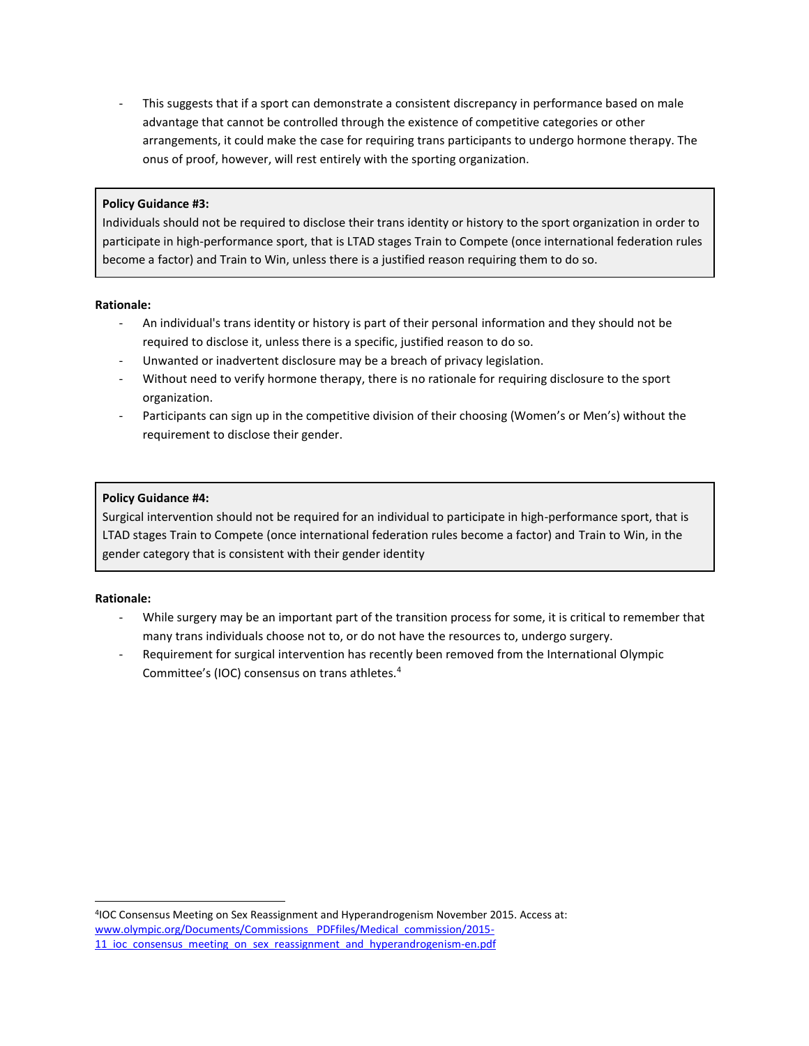- This suggests that if a sport can demonstrate a consistent discrepancy in performance based on male advantage that cannot be controlled through the existence of competitive categories or other arrangements, it could make the case for requiring trans participants to undergo hormone therapy. The onus of proof, however, will rest entirely with the sporting organization.

> **Policy Guidance #3:**
> Individuals should not be required to disclose their trans identity or history to the sport organization in order to participate in high-performance sport, that is LTAD stages Train to Compete (once international federation rules become a factor) and Train to Win, unless there is a justified reason requiring them to do so.

**Rationale:**

- An individual's trans identity or history is part of their personal information and they should not be required to disclose it, unless there is a specific, justified reason to do so.
- Unwanted or inadvertent disclosure may be a breach of privacy legislation.
- Without need to verify hormone therapy, there is no rationale for requiring disclosure to the sport organization.
- Participants can sign up in the competitive division of their choosing (Women's or Men's) without the requirement to disclose their gender.

> **Policy Guidance #4:**
> Surgical intervention should not be required for an individual to participate in high-performance sport, that is LTAD stages Train to Compete (once international federation rules become a factor) and Train to Win, in the gender category that is consistent with their gender identity

**Rationale:**

- While surgery may be an important part of the transition process for some, it is critical to remember that many trans individuals choose not to, or do not have the resources to, undergo surgery.
- Requirement for surgical intervention has recently been removed from the International Olympic Committee's (IOC) consensus on trans athletes.[4]

---

[4] IOC Consensus Meeting on Sex Reassignment and Hyperandrogenism November 2015. Access at: www.olympic.org/Documents/Commissions_PDFfiles/Medical_commission/2015-11_ioc_consensus_meeting_on_sex_reassignment_and_hyperandrogenism-en.pdf